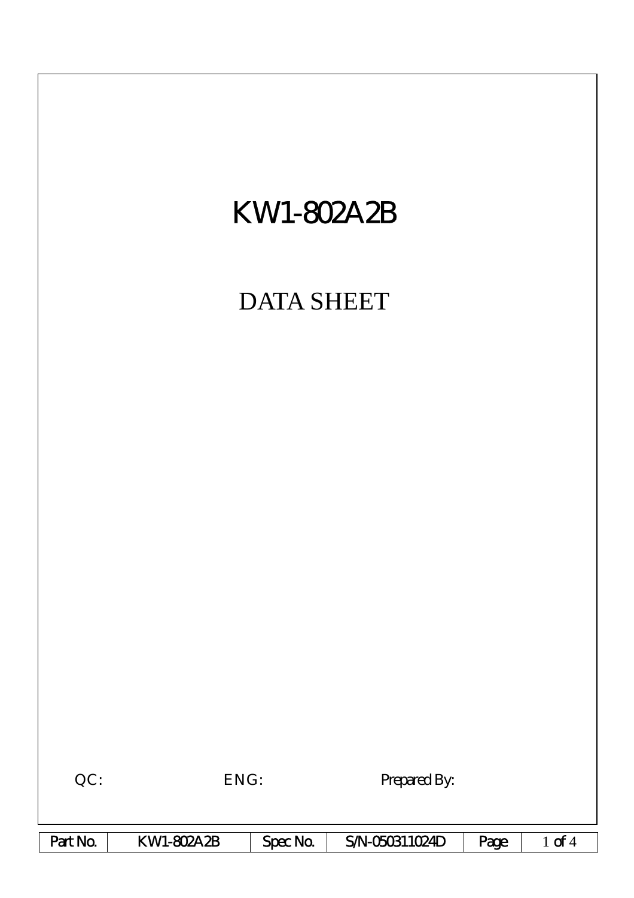# KW1-802A2B

## DATA SHEET

QC: ENG: Prepared By:

| Part No. | KW1-802A2B | Spec No. | S/N-050311024D |
|---|---|---|---|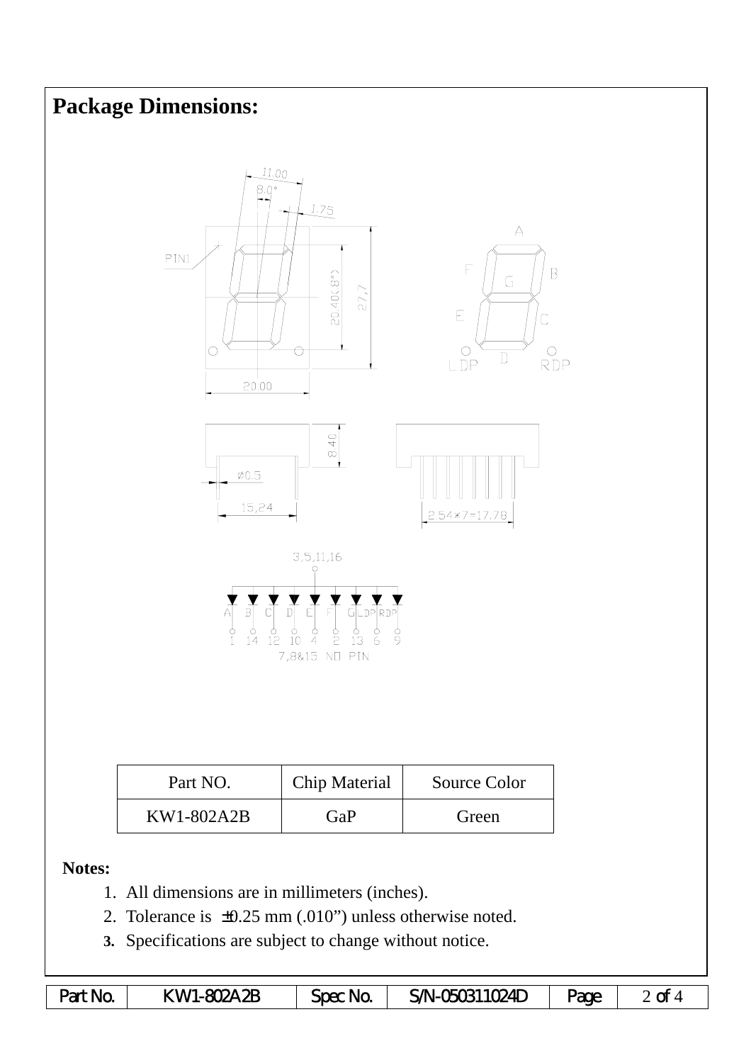## Package Dimensions:

| Part NO. | Chip Material | Source Color |
|---|---|---|
| KW1-802A2B | GaP | Green |

**Notes:**

1. All dimensions are in millimeters (inches).
2. Tolerance is ±0.25 mm (.010”) unless otherwise noted.
3. Specifications are subject to change without notice.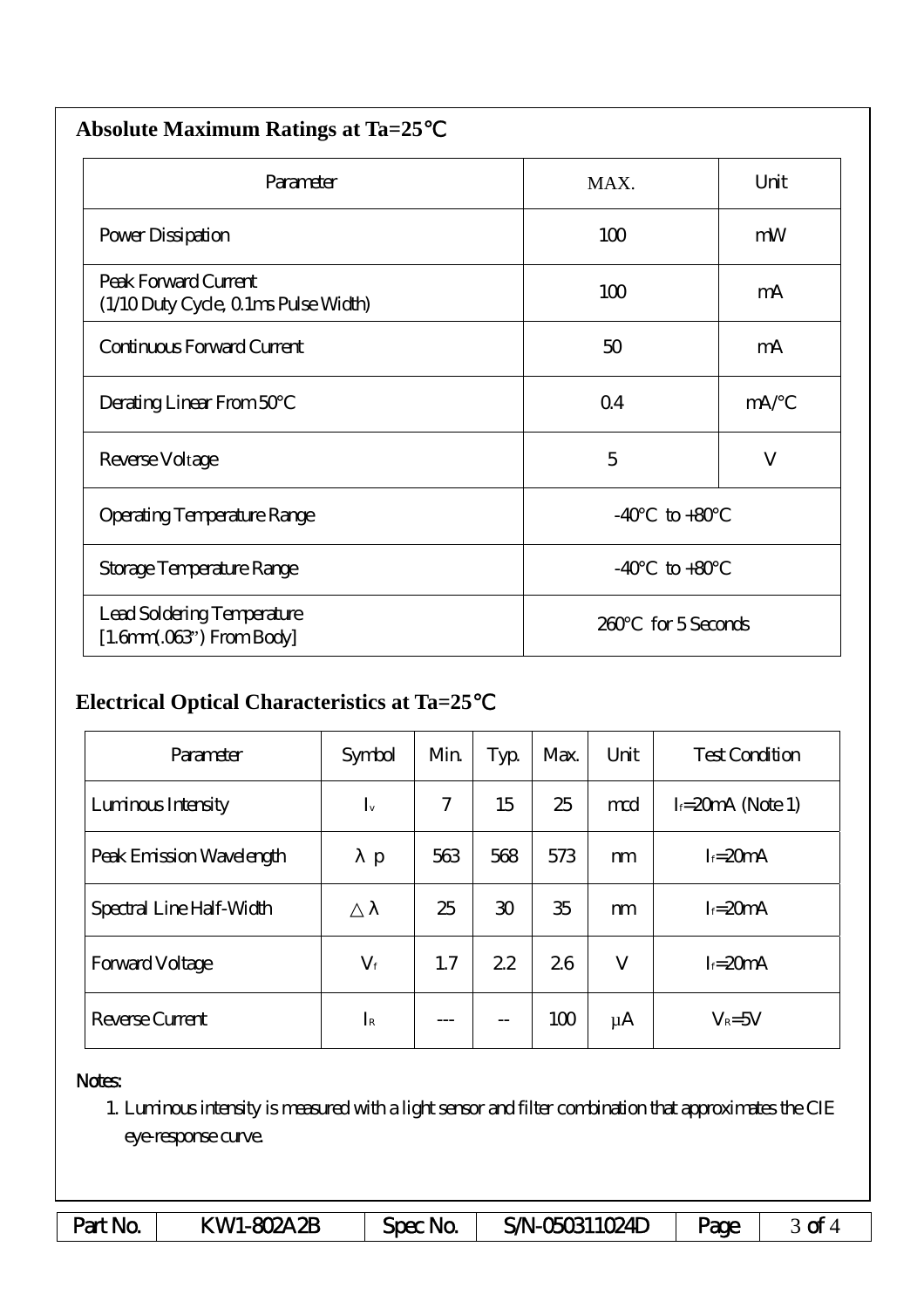## Absolute Maximum Ratings at Ta=25℃

| Parameter | MAX. | Unit |
|---|---|---|
| Power Dissipation | 100 | mW |
| Peak Forward Current (1/10 Duty Cycle, 0.1ms Pulse Width) | 100 | mA |
| Continuous Forward Current | 50 | mA |
| Derating Linear From 50°C | 0.4 | mA/°C |
| Reverse Voltage | 5 | V |
| Operating Temperature Range | -40°C to +80°C | |
| Storage Temperature Range | -40°C to +80°C | |
| Lead Soldering Temperature [1.6mm(.063") From Body] | 260°C for 5 Seconds | |

## Electrical Optical Characteristics at Ta=25℃

| Parameter | Symbol | Min. | Typ. | Max. | Unit | Test Condition |
|---|---|---|---|---|---|---|
| Luminous Intensity | $I_v$ | 7 | 15 | 25 | mcd | $I_f$=20mA (Note 1) |
| Peak Emission Wavelength | $\lambda p$ | 563 | 568 | 573 | nm | $I_f$=20mA |
| Spectral Line Half-Width | $\triangle\lambda$ | 25 | 30 | 35 | nm | $I_f$=20mA |
| Forward Voltage | $V_f$ | 1.7 | 2.2 | 2.6 | V | $I_f$=20mA |
| Reverse Current | $I_R$ | --- | -- | 100 | μA | $V_R$=5V |

Notes:

1. Luminous intensity is measured with a light sensor and filter combination that approximates the CIE eye-response curve.

| Part No. | KW1-802A2B | Spec No. | S/N-050311024D |
|---|---|---|---|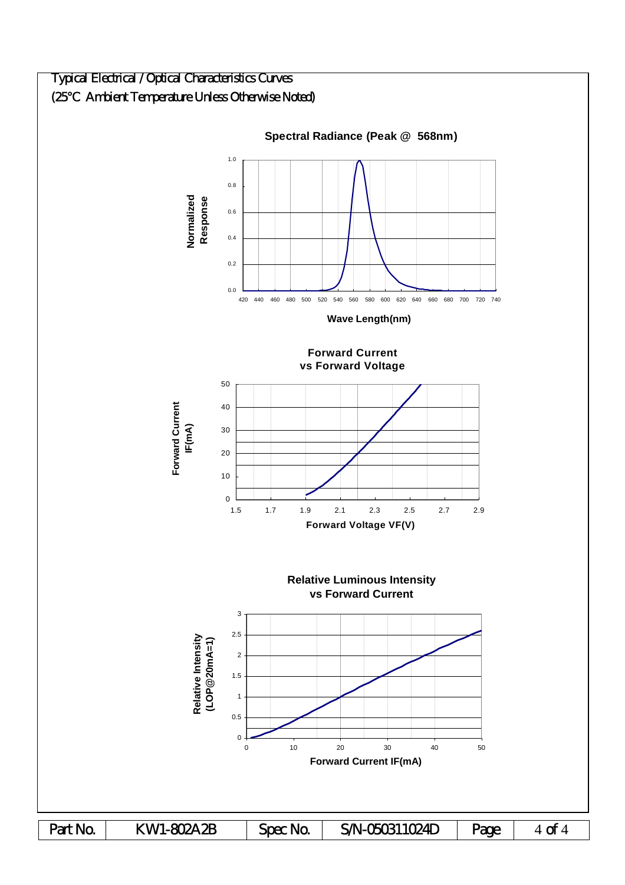# Typical Electrical / Optical Characteristics Curves

(25°C Ambient Temperature Unless Otherwise Noted)

Spectral Radiance (Peak @ 568nm)

Normalized Response

1.0
0.8
0.6
0.4
0.2
0.0

420 440 460 480 500 520 540 560 580 600 620 640 660 680 700 720 740

Wave Length(nm)

Forward Current vs Forward Voltage

Forward Current IF(mA)

50
40
30
20
10
0

1.5 1.7 1.9 2.1 2.3 2.5 2.7 2.9

Forward Voltage VF(V)

Relative Luminous Intensity vs Forward Current

Relative Intensity (LOP@20mA=1)

3
2.5
2
1.5
1
0.5
0

0 10 20 30 40 50

Forward Current IF(mA)

| Part No. | KW1-802A2B | Spec No. | S/N-050311024D | Page | 4 of 4 |
|---|---|---|---|---|---|